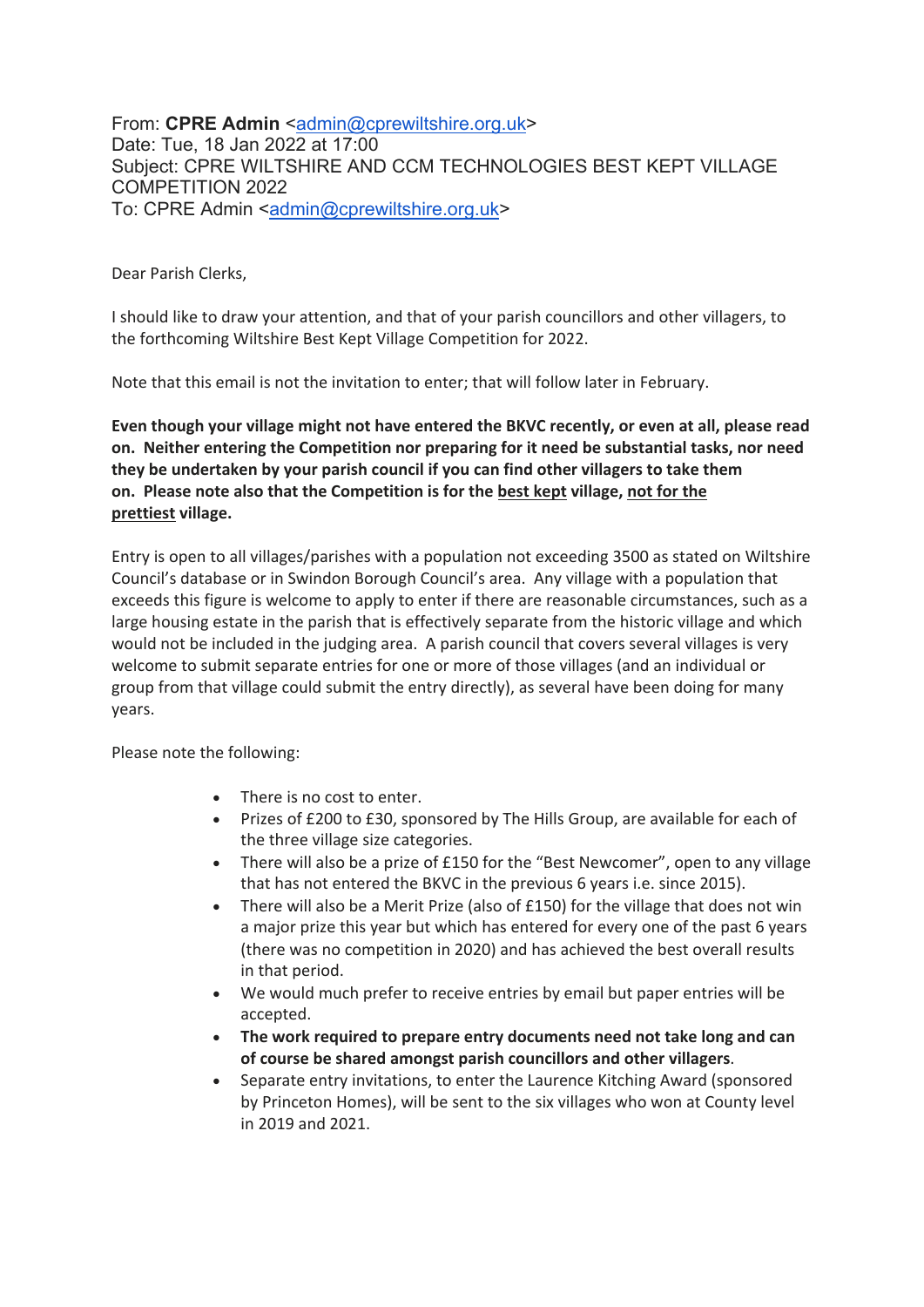From: **CPRE Admin** <admin@cprewiltshire.org.uk>
Date: Tue, 18 Jan 2022 at 17:00
Subject: CPRE WILTSHIRE AND CCM TECHNOLOGIES BEST KEPT VILLAGE COMPETITION 2022
To: CPRE Admin <admin@cprewiltshire.org.uk>

Dear Parish Clerks,

I should like to draw your attention, and that of your parish councillors and other villagers, to the forthcoming Wiltshire Best Kept Village Competition for 2022.

Note that this email is not the invitation to enter; that will follow later in February.

**Even though your village might not have entered the BKVC recently, or even at all, please read on. Neither entering the Competition nor preparing for it need be substantial tasks, nor need they be undertaken by your parish council if you can find other villagers to take them on. Please note also that the Competition is for the <u>best kept</u> village, <u>not for the prettiest</u> village.**

Entry is open to all villages/parishes with a population not exceeding 3500 as stated on Wiltshire Council's database or in Swindon Borough Council's area. Any village with a population that exceeds this figure is welcome to apply to enter if there are reasonable circumstances, such as a large housing estate in the parish that is effectively separate from the historic village and which would not be included in the judging area. A parish council that covers several villages is very welcome to submit separate entries for one or more of those villages (and an individual or group from that village could submit the entry directly), as several have been doing for many years.

Please note the following:

- There is no cost to enter.
- Prizes of £200 to £30, sponsored by The Hills Group, are available for each of the three village size categories.
- There will also be a prize of £150 for the "Best Newcomer", open to any village that has not entered the BKVC in the previous 6 years i.e. since 2015).
- There will also be a Merit Prize (also of £150) for the village that does not win a major prize this year but which has entered for every one of the past 6 years (there was no competition in 2020) and has achieved the best overall results in that period.
- We would much prefer to receive entries by email but paper entries will be accepted.
- **The work required to prepare entry documents need not take long and can of course be shared amongst parish councillors and other villagers**.
- Separate entry invitations, to enter the Laurence Kitching Award (sponsored by Princeton Homes), will be sent to the six villages who won at County level in 2019 and 2021.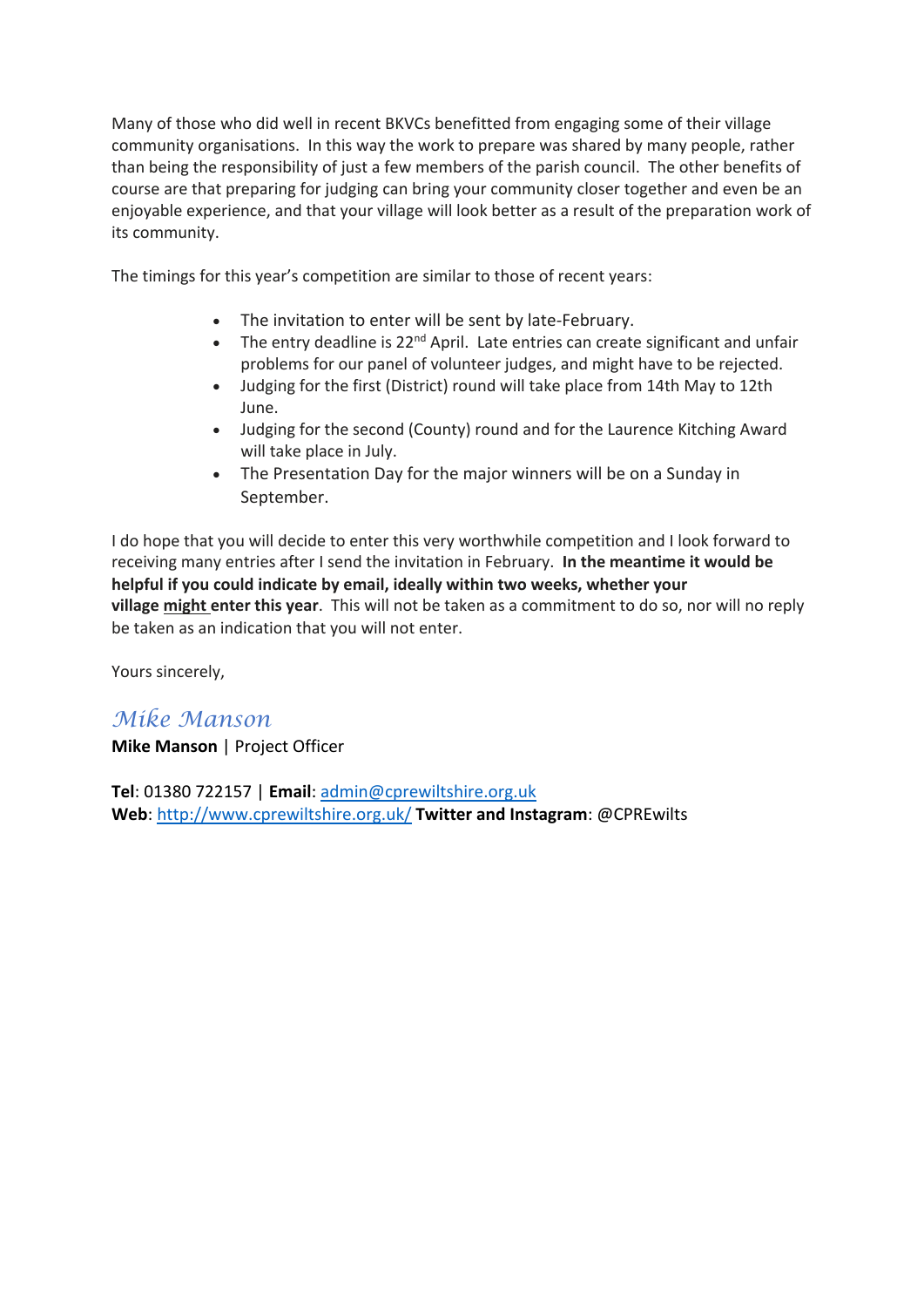Many of those who did well in recent BKVCs benefitted from engaging some of their village community organisations. In this way the work to prepare was shared by many people, rather than being the responsibility of just a few members of the parish council. The other benefits of course are that preparing for judging can bring your community closer together and even be an enjoyable experience, and that your village will look better as a result of the preparation work of its community.

The timings for this year's competition are similar to those of recent years:

- The invitation to enter will be sent by late-February.
- The entry deadline is 22nd April. Late entries can create significant and unfair problems for our panel of volunteer judges, and might have to be rejected.
- Judging for the first (District) round will take place from 14th May to 12th June.
- Judging for the second (County) round and for the Laurence Kitching Award will take place in July.
- The Presentation Day for the major winners will be on a Sunday in September.

I do hope that you will decide to enter this very worthwhile competition and I look forward to receiving many entries after I send the invitation in February. **In the meantime it would be helpful if you could indicate by email, ideally within two weeks, whether your village <u>might</u> enter this year**. This will not be taken as a commitment to do so, nor will no reply be taken as an indication that you will not enter.

Yours sincerely,

*Mike Manson*

**Mike Manson** | Project Officer

**Tel**: 01380 722157 | **Email**: admin@cprewiltshire.org.uk
**Web**: http://www.cprewiltshire.org.uk/ **Twitter and Instagram**: @CPREwilts